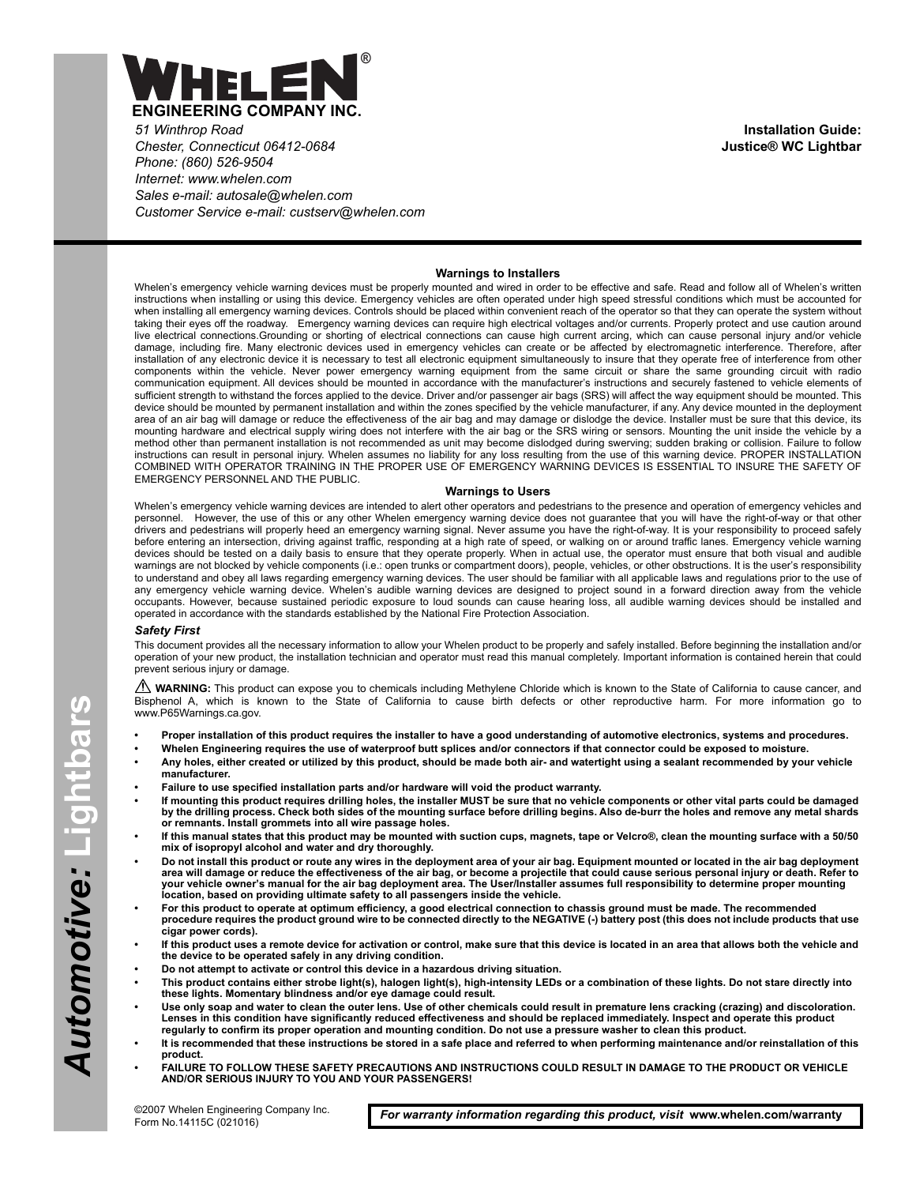# WHELEN®

**ENGINEERING COMPANY INC.**

*51 Winthrop Road*
*Chester, Connecticut 06412-0684*
*Phone: (860) 526-9504*
*Internet: www.whelen.com*
*Sales e-mail: autosale@whelen.com*
*Customer Service e-mail: custserv@whelen.com*

**Installation Guide:**
**Justice® WC Lightbar**

*Automotive:* **Lightbars**

## Warnings to Installers

Whelen's emergency vehicle warning devices must be properly mounted and wired in order to be effective and safe. Read and follow all of Whelen's written instructions when installing or using this device. Emergency vehicles are often operated under high speed stressful conditions which must be accounted for when installing all emergency warning devices. Controls should be placed within convenient reach of the operator so that they can operate the system without taking their eyes off the roadway. Emergency warning devices can require high electrical voltages and/or currents. Properly protect and use caution around live electrical connections.Grounding or shorting of electrical connections can cause high current arcing, which can cause personal injury and/or vehicle damage, including fire. Many electronic devices used in emergency vehicles can create or be affected by electromagnetic interference. Therefore, after installation of any electronic device it is necessary to test all electronic equipment simultaneously to insure that they operate free of interference from other components within the vehicle. Never power emergency warning equipment from the same circuit or share the same grounding circuit with radio communication equipment. All devices should be mounted in accordance with the manufacturer's instructions and securely fastened to vehicle elements of sufficient strength to withstand the forces applied to the device. Driver and/or passenger air bags (SRS) will affect the way equipment should be mounted. This device should be mounted by permanent installation and within the zones specified by the vehicle manufacturer, if any. Any device mounted in the deployment area of an air bag will damage or reduce the effectiveness of the air bag and may damage or dislodge the device. Installer must be sure that this device, its mounting hardware and electrical supply wiring does not interfere with the air bag or the SRS wiring or sensors. Mounting the unit inside the vehicle by a method other than permanent installation is not recommended as unit may become dislodged during swerving; sudden braking or collision. Failure to follow instructions can result in personal injury. Whelen assumes no liability for any loss resulting from the use of this warning device. PROPER INSTALLATION COMBINED WITH OPERATOR TRAINING IN THE PROPER USE OF EMERGENCY WARNING DEVICES IS ESSENTIAL TO INSURE THE SAFETY OF EMERGENCY PERSONNEL AND THE PUBLIC.

## Warnings to Users

Whelen's emergency vehicle warning devices are intended to alert other operators and pedestrians to the presence and operation of emergency vehicles and personnel. However, the use of this or any other Whelen emergency warning device does not guarantee that you will have the right-of-way or that other drivers and pedestrians will properly heed an emergency warning signal. Never assume you have the right-of-way. It is your responsibility to proceed safely before entering an intersection, driving against traffic, responding at a high rate of speed, or walking on or around traffic lanes. Emergency vehicle warning devices should be tested on a daily basis to ensure that they operate properly. When in actual use, the operator must ensure that both visual and audible warnings are not blocked by vehicle components (i.e.: open trunks or compartment doors), people, vehicles, or other obstructions. It is the user's responsibility to understand and obey all laws regarding emergency warning devices. The user should be familiar with all applicable laws and regulations prior to the use of any emergency vehicle warning device. Whelen's audible warning devices are designed to project sound in a forward direction away from the vehicle occupants. However, because sustained periodic exposure to loud sounds can cause hearing loss, all audible warning devices should be installed and operated in accordance with the standards established by the National Fire Protection Association.

### *Safety First*

This document provides all the necessary information to allow your Whelen product to be properly and safely installed. Before beginning the installation and/or operation of your new product, the installation technician and operator must read this manual completely. Important information is contained herein that could prevent serious injury or damage.

⚠ **WARNING:** This product can expose you to chemicals including Methylene Chloride which is known to the State of California to cause cancer, and Bisphenol A, which is known to the State of California to cause birth defects or other reproductive harm. For more information go to www.P65Warnings.ca.gov.

- **Proper installation of this product requires the installer to have a good understanding of automotive electronics, systems and procedures.**
- **Whelen Engineering requires the use of waterproof butt splices and/or connectors if that connector could be exposed to moisture.**
- **Any holes, either created or utilized by this product, should be made both air- and watertight using a sealant recommended by your vehicle manufacturer.**
- **Failure to use specified installation parts and/or hardware will void the product warranty.**
- **If mounting this product requires drilling holes, the installer MUST be sure that no vehicle components or other vital parts could be damaged by the drilling process. Check both sides of the mounting surface before drilling begins. Also de-burr the holes and remove any metal shards or remnants. Install grommets into all wire passage holes.**
- **If this manual states that this product may be mounted with suction cups, magnets, tape or Velcro®, clean the mounting surface with a 50/50 mix of isopropyl alcohol and water and dry thoroughly.**
- **Do not install this product or route any wires in the deployment area of your air bag. Equipment mounted or located in the air bag deployment area will damage or reduce the effectiveness of the air bag, or become a projectile that could cause serious personal injury or death. Refer to your vehicle owner's manual for the air bag deployment area. The User/Installer assumes full responsibility to determine proper mounting location, based on providing ultimate safety to all passengers inside the vehicle.**
- **For this product to operate at optimum efficiency, a good electrical connection to chassis ground must be made. The recommended procedure requires the product ground wire to be connected directly to the NEGATIVE (-) battery post (this does not include products that use cigar power cords).**
- **If this product uses a remote device for activation or control, make sure that this device is located in an area that allows both the vehicle and the device to be operated safely in any driving condition.**
- **Do not attempt to activate or control this device in a hazardous driving situation.**
- **This product contains either strobe light(s), halogen light(s), high-intensity LEDs or a combination of these lights. Do not stare directly into these lights. Momentary blindness and/or eye damage could result.**
- **Use only soap and water to clean the outer lens. Use of other chemicals could result in premature lens cracking (crazing) and discoloration. Lenses in this condition have significantly reduced effectiveness and should be replaced immediately. Inspect and operate this product regularly to confirm its proper operation and mounting condition. Do not use a pressure washer to clean this product.**
- **It is recommended that these instructions be stored in a safe place and referred to when performing maintenance and/or reinstallation of this product.**
- **FAILURE TO FOLLOW THESE SAFETY PRECAUTIONS AND INSTRUCTIONS COULD RESULT IN DAMAGE TO THE PRODUCT OR VEHICLE AND/OR SERIOUS INJURY TO YOU AND YOUR PASSENGERS!**

©2007 Whelen Engineering Company Inc.
Form No.14115C (021016)

***For warranty information regarding this product, visit* www.whelen.com/warranty**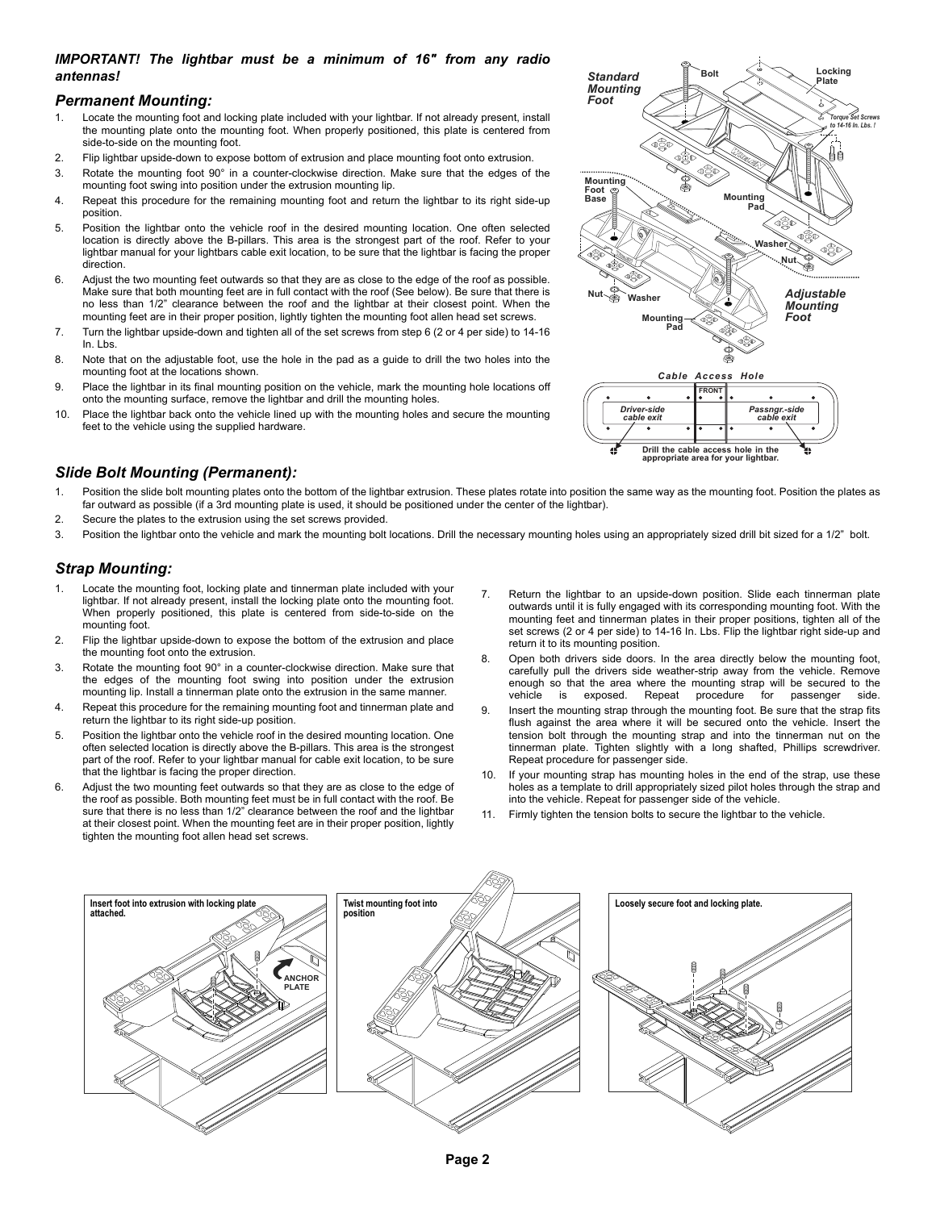***IMPORTANT! The lightbar must be a minimum of 16" from any radio antennas!***

## *Permanent Mounting:*

1. Locate the mounting foot and locking plate included with your lightbar. If not already present, install the mounting plate onto the mounting foot. When properly positioned, this plate is centered from side-to-side on the mounting foot.
2. Flip lightbar upside-down to expose bottom of extrusion and place mounting foot onto extrusion.
3. Rotate the mounting foot 90° in a counter-clockwise direction. Make sure that the edges of the mounting foot swing into position under the extrusion mounting lip.
4. Repeat this procedure for the remaining mounting foot and return the lightbar to its right side-up position.
5. Position the lightbar onto the vehicle roof in the desired mounting location. One often selected location is directly above the B-pillars. This area is the strongest part of the roof. Refer to your lightbar manual for your lightbars cable exit location, to be sure that the lightbar is facing the proper direction.
6. Adjust the two mounting feet outwards so that they are as close to the edge of the roof as possible. Make sure that both mounting feet are in full contact with the roof (See below). Be sure that there is no less than 1/2" clearance between the roof and the lightbar at their closest point. When the mounting feet are in their proper position, lightly tighten the mounting foot allen head set screws.
7. Turn the lightbar upside-down and tighten all of the set screws from step 6 (2 or 4 per side) to 14-16 In. Lbs.
8. Note that on the adjustable foot, use the hole in the pad as a guide to drill the two holes into the mounting foot at the locations shown.
9. Place the lightbar in its final mounting position on the vehicle, mark the mounting hole locations off onto the mounting surface, remove the lightbar and drill the mounting holes.
10. Place the lightbar back onto the vehicle lined up with the mounting holes and secure the mounting feet to the vehicle using the supplied hardware.

## *Slide Bolt Mounting (Permanent):*

1. Position the slide bolt mounting plates onto the bottom of the lightbar extrusion. These plates rotate into position the same way as the mounting foot. Position the plates as far outward as possible (if a 3rd mounting plate is used, it should be positioned under the center of the lightbar).
2. Secure the plates to the extrusion using the set screws provided.
3. Position the lightbar onto the vehicle and mark the mounting bolt locations. Drill the necessary mounting holes using an appropriately sized drill bit sized for a 1/2" bolt.

## *Strap Mounting:*

1. Locate the mounting foot, locking plate and tinnerman plate included with your lightbar. If not already present, install the locking plate onto the mounting foot. When properly positioned, this plate is centered from side-to-side on the mounting foot.
2. Flip the lightbar upside-down to expose the bottom of the extrusion and place the mounting foot onto the extrusion.
3. Rotate the mounting foot 90° in a counter-clockwise direction. Make sure that the edges of the mounting foot swing into position under the extrusion mounting lip. Install a tinnerman plate onto the extrusion in the same manner.
4. Repeat this procedure for the remaining mounting foot and tinnerman plate and return the lightbar to its right side-up position.
5. Position the lightbar onto the vehicle roof in the desired mounting location. One often selected location is directly above the B-pillars. This area is the strongest part of the roof. Refer to your lightbar manual for cable exit location, to be sure that the lightbar is facing the proper direction.
6. Adjust the two mounting feet outwards so that they are as close to the edge of the roof as possible. Both mounting feet must be in full contact with the roof. Be sure that there is no less than 1/2" clearance between the roof and the lightbar at their closest point. When the mounting feet are in their proper position, lightly tighten the mounting foot allen head set screws.
7. Return the lightbar to an upside-down position. Slide each tinnerman plate outwards until it is fully engaged with its corresponding mounting foot. With the mounting feet and tinnerman plates in their proper positions, tighten all of the set screws (2 or 4 per side) to 14-16 In. Lbs. Flip the lightbar right side-up and return it to its mounting position.
8. Open both drivers side doors. In the area directly below the mounting foot, carefully pull the drivers side weather-strip away from the vehicle. Remove enough so that the area where the mounting strap will be secured to the vehicle is exposed. Repeat procedure for passenger side.
9. Insert the mounting strap through the mounting foot. Be sure that the strap fits flush against the area where it will be secured onto the vehicle. Insert the tension bolt through the mounting strap and into the tinnerman nut on the tinnerman plate. Tighten slightly with a long shafted, Phillips screwdriver. Repeat procedure for passenger side.
10. If your mounting strap has mounting holes in the end of the strap, use these holes as a template to drill appropriately sized pilot holes through the strap and into the vehicle. Repeat for passenger side of the vehicle.
11. Firmly tighten the tension bolts to secure the lightbar to the vehicle.

Insert foot into extrusion with locking plate attached.

Twist mounting foot into position

Loosely secure foot and locking plate.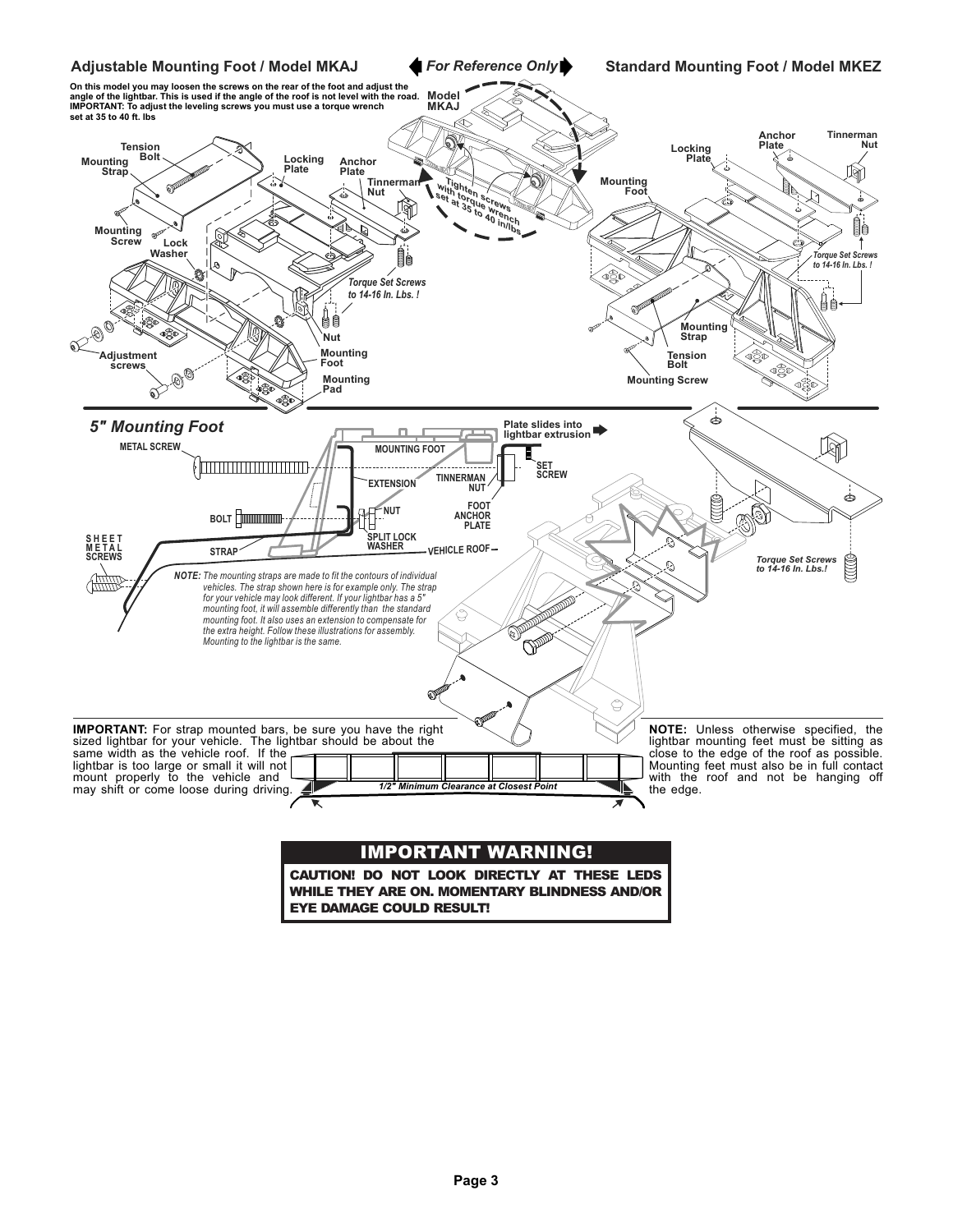## Adjustable Mounting Foot / Model MKAJ

*For Reference Only*

## Standard Mounting Foot / Model MKEZ

**On this model you may loosen the screws on the rear of the foot and adjust the angle of the lightbar. This is used if the angle of the roof is not level with the road. IMPORTANT: To adjust the leveling screws you must use a torque wrench set at 35 to 40 ft. lbs**

Model MKAJ

Tighten screws with torque wrench set at 35 to 40 in/lbs

Tension Bolt
Mounting Strap
Mounting Screw
Lock Washer
Locking Plate
Anchor Plate
Tinnerman Nut
*Torque Set Screws to 14-16 In. Lbs. !*
Nut
Mounting Foot
Mounting Pad
Adjustment screws

Anchor Plate
Tinnerman Nut
Locking Plate
Mounting Foot
*Torque Set Screws to 14-16 In. Lbs. !*
Mounting Strap
Tension Bolt
Mounting Screw

## *5" Mounting Foot*

METAL SCREW
MOUNTING FOOT
Plate slides into lightbar extrusion
SET SCREW
TINNERMAN NUT
EXTENSION
FOOT ANCHOR PLATE
BOLT
NUT
SPLIT LOCK WASHER
SHEET METAL SCREWS
STRAP
VEHICLE ROOF
*Torque Set Screws to 14-16 In. Lbs.!*

*NOTE: The mounting straps are made to fit the contours of individual vehicles. The strap shown here is for example only. The strap for your vehicle may look different. If your lightbar has a 5" mounting foot, it will assemble differently than the standard mounting foot. It also uses an extension to compensate for the extra height. Follow these illustrations for assembly. Mounting to the lightbar is the same.*

**IMPORTANT:** For strap mounted bars, be sure you have the right sized lightbar for your vehicle. The lightbar should be about the same width as the vehicle roof. If the lightbar is too large or small it will not mount properly to the vehicle and may shift or come loose during driving.

*1/2" Minimum Clearance at Closest Point*

**NOTE:** Unless otherwise specified, the lightbar mounting feet must be sitting as close to the edge of the roof as possible. Mounting feet must also be in full contact with the roof and not be hanging off the edge.

## IMPORTANT WARNING!

**CAUTION! DO NOT LOOK DIRECTLY AT THESE LEDS WHILE THEY ARE ON. MOMENTARY BLINDNESS AND/OR EYE DAMAGE COULD RESULT!**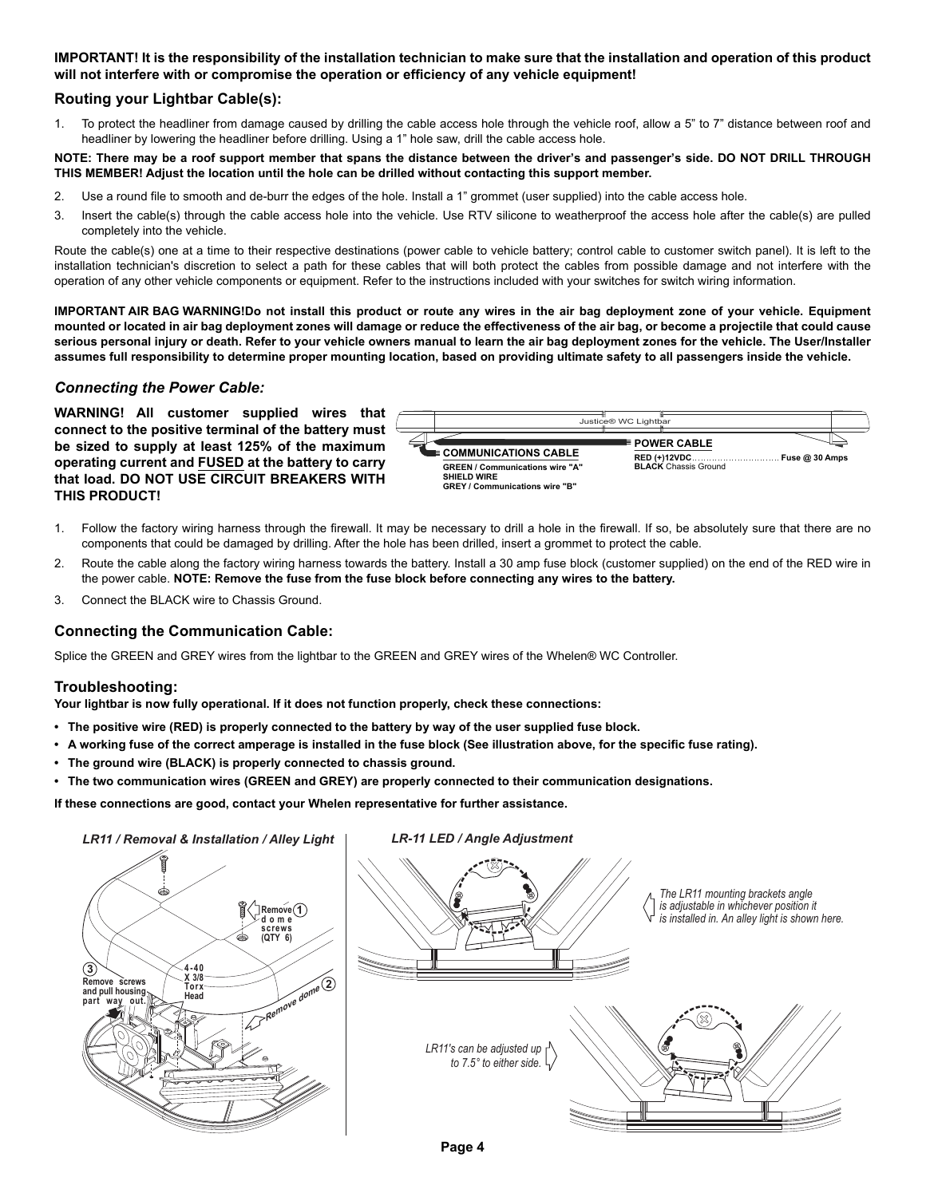**IMPORTANT! It is the responsibility of the installation technician to make sure that the installation and operation of this product will not interfere with or compromise the operation or efficiency of any vehicle equipment!**

## Routing your Lightbar Cable(s):

1. To protect the headliner from damage caused by drilling the cable access hole through the vehicle roof, allow a 5" to 7" distance between roof and headliner by lowering the headliner before drilling. Using a 1" hole saw, drill the cable access hole.

**NOTE: There may be a roof support member that spans the distance between the driver's and passenger's side. DO NOT DRILL THROUGH THIS MEMBER! Adjust the location until the hole can be drilled without contacting this support member.**

2. Use a round file to smooth and de-burr the edges of the hole. Install a 1" grommet (user supplied) into the cable access hole.
3. Insert the cable(s) through the cable access hole into the vehicle. Use RTV silicone to weatherproof the access hole after the cable(s) are pulled completely into the vehicle.

Route the cable(s) one at a time to their respective destinations (power cable to vehicle battery; control cable to customer switch panel). It is left to the installation technician's discretion to select a path for these cables that will both protect the cables from possible damage and not interfere with the operation of any other vehicle components or equipment. Refer to the instructions included with your switches for switch wiring information.

**IMPORTANT AIR BAG WARNING!Do not install this product or route any wires in the air bag deployment zone of your vehicle. Equipment mounted or located in air bag deployment zones will damage or reduce the effectiveness of the air bag, or become a projectile that could cause serious personal injury or death. Refer to your vehicle owners manual to learn the air bag deployment zones for the vehicle. The User/Installer assumes full responsibility to determine proper mounting location, based on providing ultimate safety to all passengers inside the vehicle.**

### *Connecting the Power Cable:*

**WARNING! All customer supplied wires that connect to the positive terminal of the battery must be sized to supply at least 125% of the maximum operating current and FUSED at the battery to carry that load. DO NOT USE CIRCUIT BREAKERS WITH THIS PRODUCT!**

Justice® WC Lightbar

**COMMUNICATIONS CABLE**
**GREEN / Communications wire "A"**
**SHIELD WIRE**
**GREY / Communications wire "B"**

**POWER CABLE**
**RED (+)12VDC**................................ **Fuse @ 30 Amps**
**BLACK** Chassis Ground

1. Follow the factory wiring harness through the firewall. It may be necessary to drill a hole in the firewall. If so, be absolutely sure that there are no components that could be damaged by drilling. After the hole has been drilled, insert a grommet to protect the cable.
2. Route the cable along the factory wiring harness towards the battery. Install a 30 amp fuse block (customer supplied) on the end of the RED wire in the power cable. **NOTE: Remove the fuse from the fuse block before connecting any wires to the battery.**
3. Connect the BLACK wire to Chassis Ground.

## Connecting the Communication Cable:

Splice the GREEN and GREY wires from the lightbar to the GREEN and GREY wires of the Whelen® WC Controller.

## Troubleshooting:

**Your lightbar is now fully operational. If it does not function properly, check these connections:**

- **The positive wire (RED) is properly connected to the battery by way of the user supplied fuse block.**
- **A working fuse of the correct amperage is installed in the fuse block (See illustration above, for the specific fuse rating).**
- **The ground wire (BLACK) is properly connected to chassis ground.**
- **The two communication wires (GREEN and GREY) are properly connected to their communication designations.**

**If these connections are good, contact your Whelen representative for further assistance.**

*LR11 / Removal & Installation / Alley Light*

1 Remove dome screws (QTY 6)
2 Remove dome
3 Remove screws and pull housing part way out.
4-40 X 3/8 Torx Head

*LR-11 LED / Angle Adjustment*

*The LR11 mounting brackets angle is adjustable in whichever position it is installed in. An alley light is shown here.*

*LR11's can be adjusted up to 7.5° to either side.*